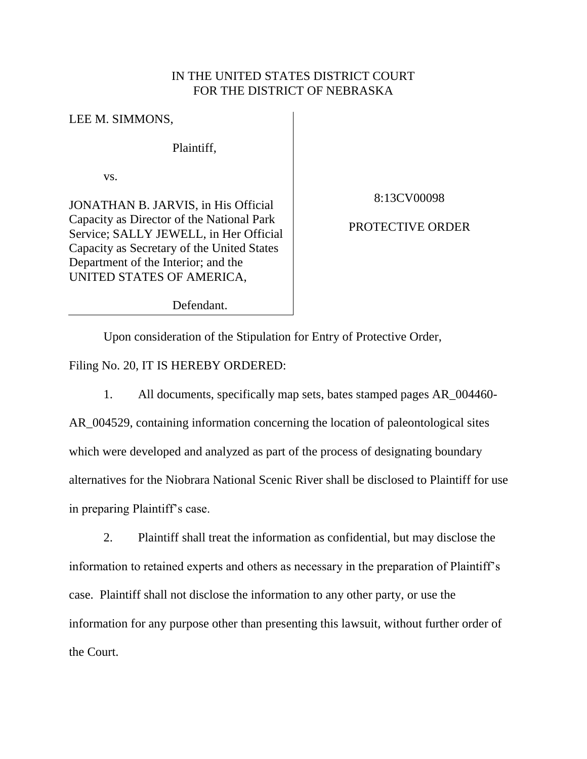IN THE UNITED STATES DISTRICT COURT
FOR THE DISTRICT OF NEBRASKA

LEE M. SIMMONS,

Plaintiff,

vs.

JONATHAN B. JARVIS, in His Official Capacity as Director of the National Park Service; SALLY JEWELL, in Her Official Capacity as Secretary of the United States Department of the Interior; and the UNITED STATES OF AMERICA,

Defendant.

8:13CV00098

PROTECTIVE ORDER

Upon consideration of the Stipulation for Entry of Protective Order, Filing No. 20, IT IS HEREBY ORDERED:

1. All documents, specifically map sets, bates stamped pages AR_004460-AR_004529, containing information concerning the location of paleontological sites which were developed and analyzed as part of the process of designating boundary alternatives for the Niobrara National Scenic River shall be disclosed to Plaintiff for use in preparing Plaintiff's case.

2. Plaintiff shall treat the information as confidential, but may disclose the information to retained experts and others as necessary in the preparation of Plaintiff's case. Plaintiff shall not disclose the information to any other party, or use the information for any purpose other than presenting this lawsuit, without further order of the Court.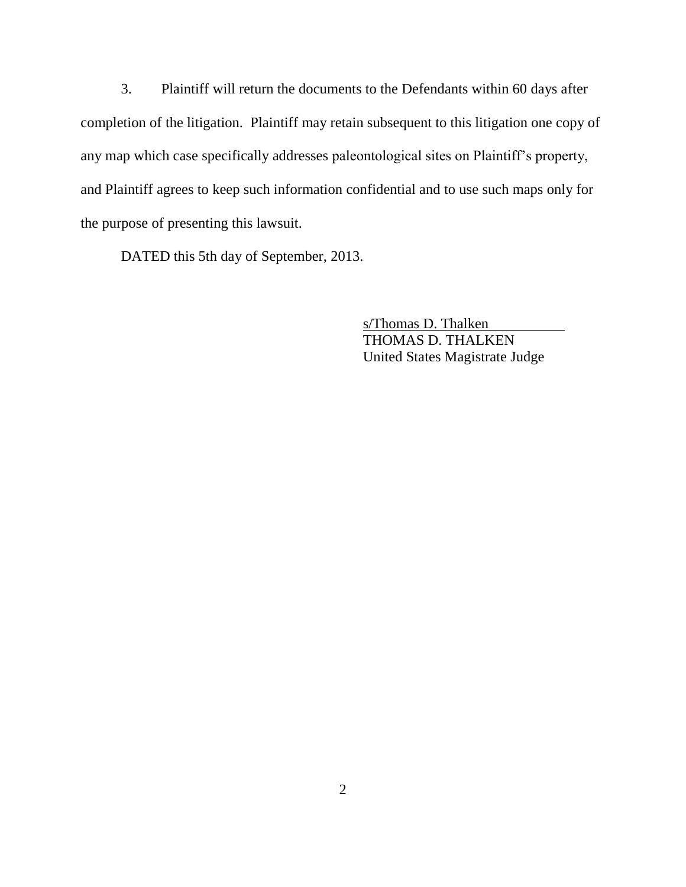3. Plaintiff will return the documents to the Defendants within 60 days after completion of the litigation. Plaintiff may retain subsequent to this litigation one copy of any map which case specifically addresses paleontological sites on Plaintiff's property, and Plaintiff agrees to keep such information confidential and to use such maps only for the purpose of presenting this lawsuit.

DATED this 5th day of September, 2013.

s/Thomas D. Thalken
THOMAS D. THALKEN
United States Magistrate Judge